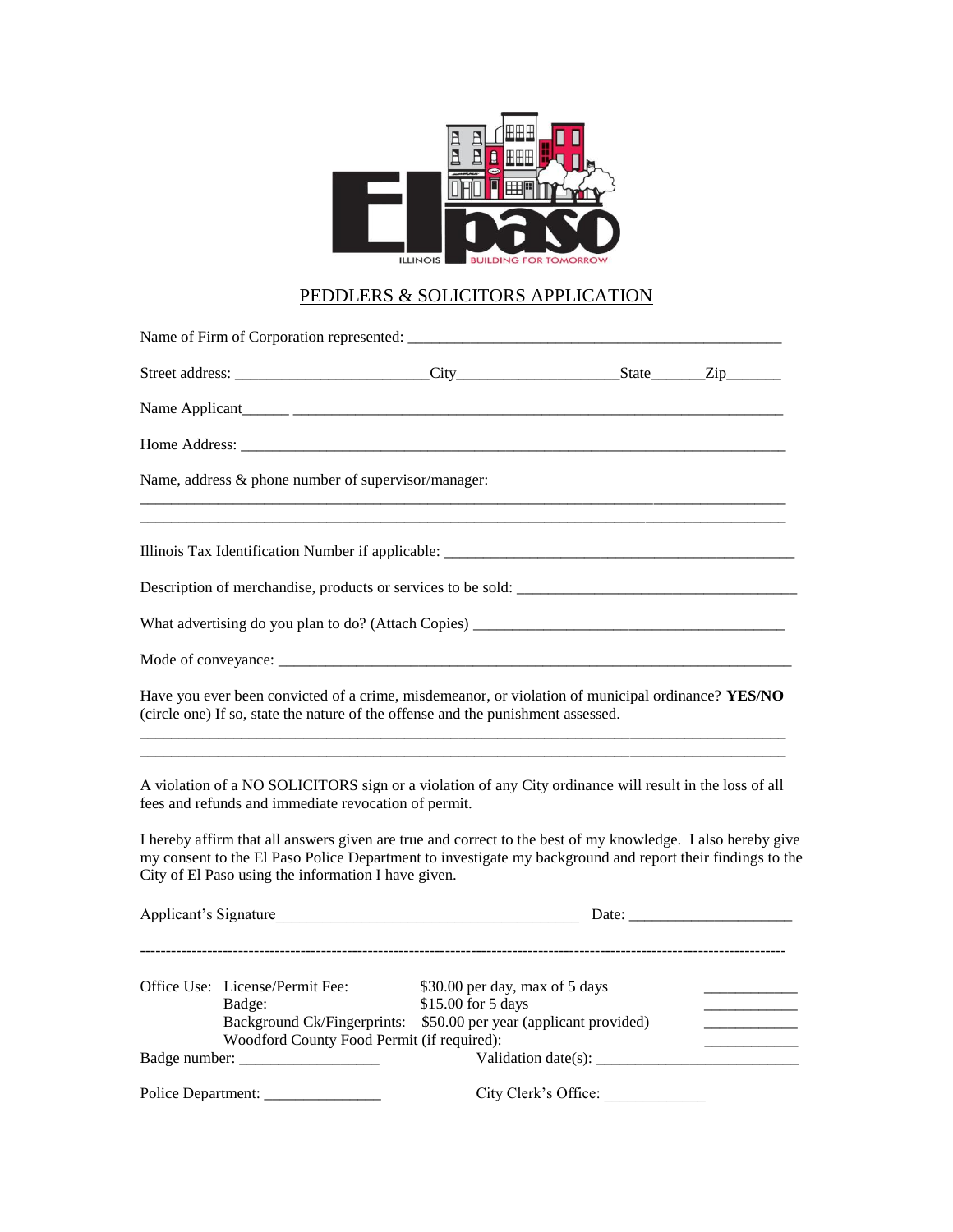El paso

ILLINOIS BUILDING FOR TOMORROW

# PEDDLERS & SOLICITORS APPLICATION

Name of Firm of Corporation represented: ___________________________________________________

Street address: ________________________City____________________State_______Zip_______

Name Applicant______ ______________________________________________________________

Home Address: ______________________________________________________________________

Name, address & phone number of supervisor/manager:

______________________________________________________________________________

______________________________________________________________________________

Illinois Tax Identification Number if applicable: ______________________________________________

Description of merchandise, products or services to be sold: ___________________________________

What advertising do you plan to do? (Attach Copies) __________________________________________

Mode of conveyance: ____________________________________________________________________

Have you ever been convicted of a crime, misdemeanor, or violation of municipal ordinance? **YES/NO** (circle one) If so, state the nature of the offense and the punishment assessed.

______________________________________________________________________________

______________________________________________________________________________

A violation of a NO SOLICITORS sign or a violation of any City ordinance will result in the loss of all fees and refunds and immediate revocation of permit.

I hereby affirm that all answers given are true and correct to the best of my knowledge. I also hereby give my consent to the El Paso Police Department to investigate my background and report their findings to the City of El Paso using the information I have given.

Applicant's Signature_____________________________________ Date: ____________________

---

| Office Use: | | | |
|---|---|---|---|
| | License/Permit Fee: | $30.00 per day, max of 5 days | ____________ |
| | Badge: | $15.00 for 5 days | ____________ |
| | Background Ck/Fingerprints: | $50.00 per year (applicant provided) | ____________ |
| | Woodford County Food Permit (if required): | | ____________ |

Badge number: __________________ Validation date(s): _________________________

Police Department: _______________ City Clerk's Office: _____________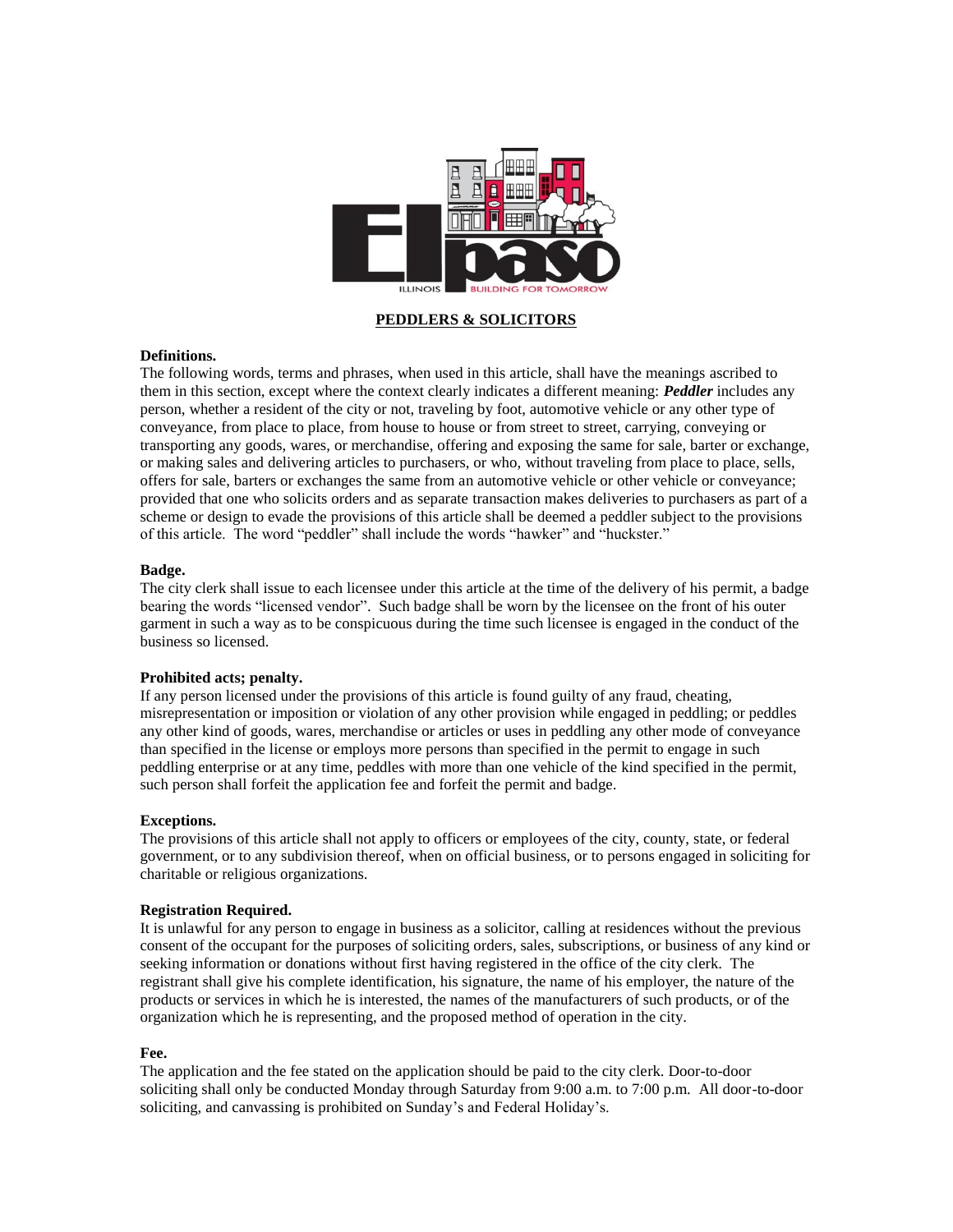## PEDDLERS & SOLICITORS

**Definitions.**
The following words, terms and phrases, when used in this article, shall have the meanings ascribed to them in this section, except where the context clearly indicates a different meaning: ***Peddler*** includes any person, whether a resident of the city or not, traveling by foot, automotive vehicle or any other type of conveyance, from place to place, from house to house or from street to street, carrying, conveying or transporting any goods, wares, or merchandise, offering and exposing the same for sale, barter or exchange, or making sales and delivering articles to purchasers, or who, without traveling from place to place, sells, offers for sale, barters or exchanges the same from an automotive vehicle or other vehicle or conveyance; provided that one who solicits orders and as separate transaction makes deliveries to purchasers as part of a scheme or design to evade the provisions of this article shall be deemed a peddler subject to the provisions of this article. The word "peddler" shall include the words "hawker" and "huckster."

**Badge.**
The city clerk shall issue to each licensee under this article at the time of the delivery of his permit, a badge bearing the words "licensed vendor". Such badge shall be worn by the licensee on the front of his outer garment in such a way as to be conspicuous during the time such licensee is engaged in the conduct of the business so licensed.

**Prohibited acts; penalty.**
If any person licensed under the provisions of this article is found guilty of any fraud, cheating, misrepresentation or imposition or violation of any other provision while engaged in peddling; or peddles any other kind of goods, wares, merchandise or articles or uses in peddling any other mode of conveyance than specified in the license or employs more persons than specified in the permit to engage in such peddling enterprise or at any time, peddles with more than one vehicle of the kind specified in the permit, such person shall forfeit the application fee and forfeit the permit and badge.

**Exceptions.**
The provisions of this article shall not apply to officers or employees of the city, county, state, or federal government, or to any subdivision thereof, when on official business, or to persons engaged in soliciting for charitable or religious organizations.

**Registration Required.**
It is unlawful for any person to engage in business as a solicitor, calling at residences without the previous consent of the occupant for the purposes of soliciting orders, sales, subscriptions, or business of any kind or seeking information or donations without first having registered in the office of the city clerk. The registrant shall give his complete identification, his signature, the name of his employer, the nature of the products or services in which he is interested, the names of the manufacturers of such products, or of the organization which he is representing, and the proposed method of operation in the city.

**Fee.**
The application and the fee stated on the application should be paid to the city clerk. Door-to-door soliciting shall only be conducted Monday through Saturday from 9:00 a.m. to 7:00 p.m. All door-to-door soliciting, and canvassing is prohibited on Sunday's and Federal Holiday's.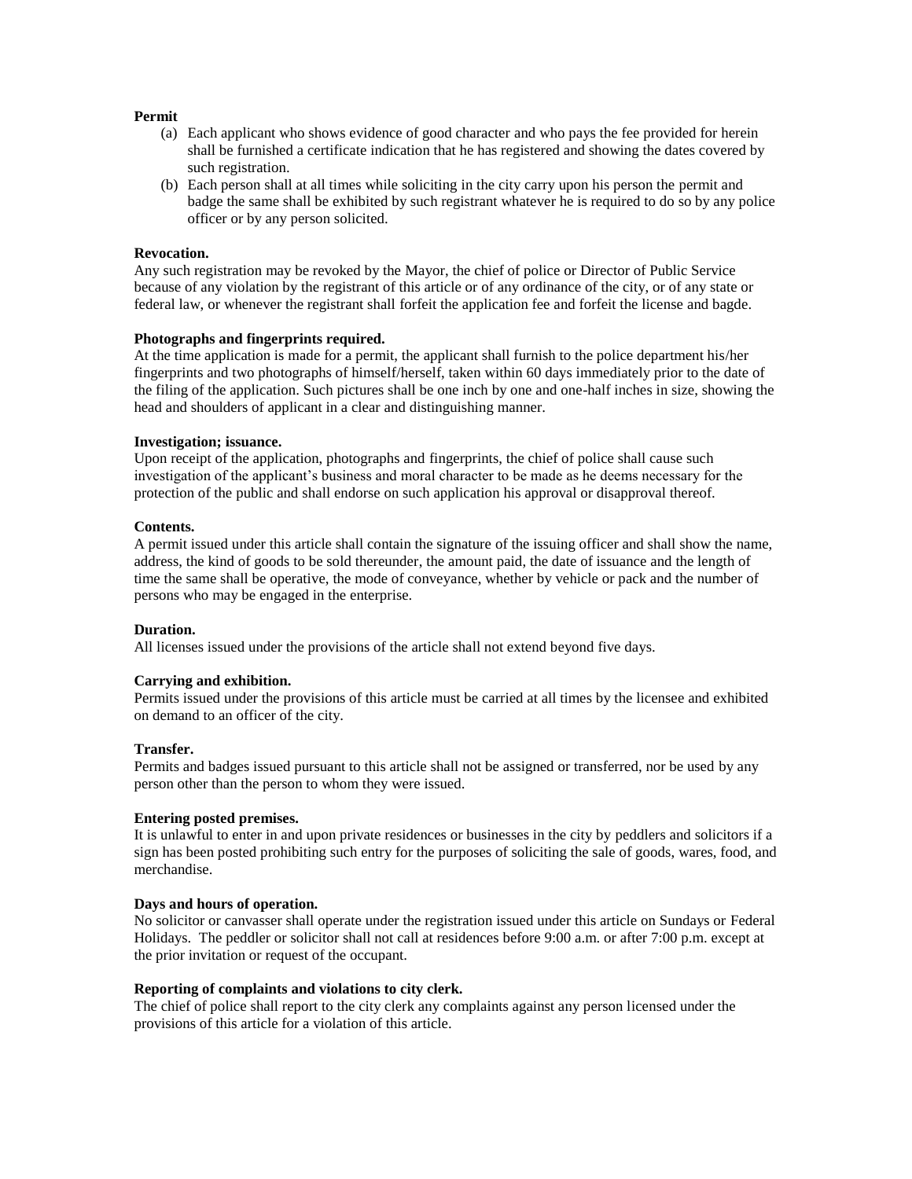**Permit**

(a) Each applicant who shows evidence of good character and who pays the fee provided for herein shall be furnished a certificate indication that he has registered and showing the dates covered by such registration.

(b) Each person shall at all times while soliciting in the city carry upon his person the permit and badge the same shall be exhibited by such registrant whatever he is required to do so by any police officer or by any person solicited.

**Revocation.**

Any such registration may be revoked by the Mayor, the chief of police or Director of Public Service because of any violation by the registrant of this article or of any ordinance of the city, or of any state or federal law, or whenever the registrant shall forfeit the application fee and forfeit the license and bagde.

**Photographs and fingerprints required.**

At the time application is made for a permit, the applicant shall furnish to the police department his/her fingerprints and two photographs of himself/herself, taken within 60 days immediately prior to the date of the filing of the application. Such pictures shall be one inch by one and one-half inches in size, showing the head and shoulders of applicant in a clear and distinguishing manner.

**Investigation; issuance.**

Upon receipt of the application, photographs and fingerprints, the chief of police shall cause such investigation of the applicant's business and moral character to be made as he deems necessary for the protection of the public and shall endorse on such application his approval or disapproval thereof.

**Contents.**

A permit issued under this article shall contain the signature of the issuing officer and shall show the name, address, the kind of goods to be sold thereunder, the amount paid, the date of issuance and the length of time the same shall be operative, the mode of conveyance, whether by vehicle or pack and the number of persons who may be engaged in the enterprise.

**Duration.**

All licenses issued under the provisions of the article shall not extend beyond five days.

**Carrying and exhibition.**

Permits issued under the provisions of this article must be carried at all times by the licensee and exhibited on demand to an officer of the city.

**Transfer.**

Permits and badges issued pursuant to this article shall not be assigned or transferred, nor be used by any person other than the person to whom they were issued.

**Entering posted premises.**

It is unlawful to enter in and upon private residences or businesses in the city by peddlers and solicitors if a sign has been posted prohibiting such entry for the purposes of soliciting the sale of goods, wares, food, and merchandise.

**Days and hours of operation.**

No solicitor or canvasser shall operate under the registration issued under this article on Sundays or Federal Holidays. The peddler or solicitor shall not call at residences before 9:00 a.m. or after 7:00 p.m. except at the prior invitation or request of the occupant.

**Reporting of complaints and violations to city clerk.**

The chief of police shall report to the city clerk any complaints against any person licensed under the provisions of this article for a violation of this article.